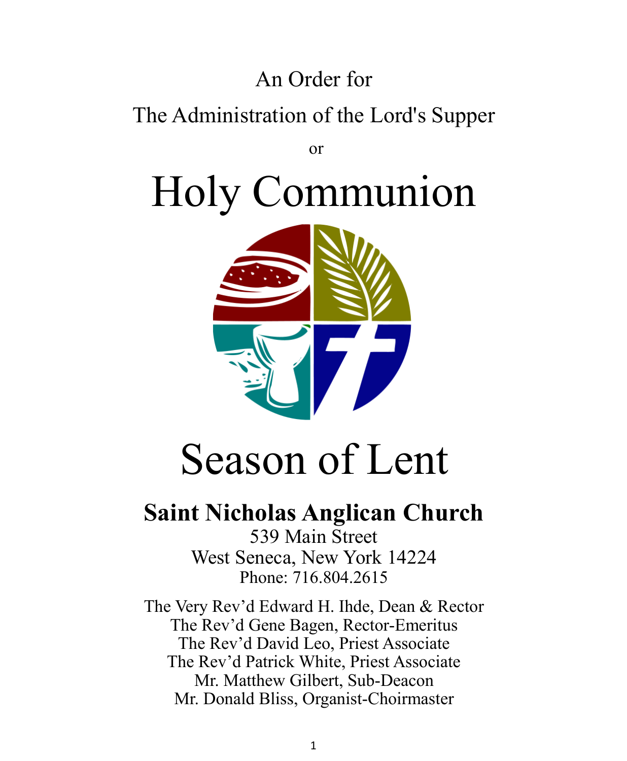An Order for

The Administration of the Lord's Supper

or

# Holy Communion

# Season of Lent

## Saint Nicholas Anglican Church

539 Main Street
West Seneca, New York 14224
Phone: 716.804.2615

The Very Rev'd Edward H. Ihde, Dean & Rector
The Rev'd Gene Bagen, Rector-Emeritus
The Rev'd David Leo, Priest Associate
The Rev'd Patrick White, Priest Associate
Mr. Matthew Gilbert, Sub-Deacon
Mr. Donald Bliss, Organist-Choirmaster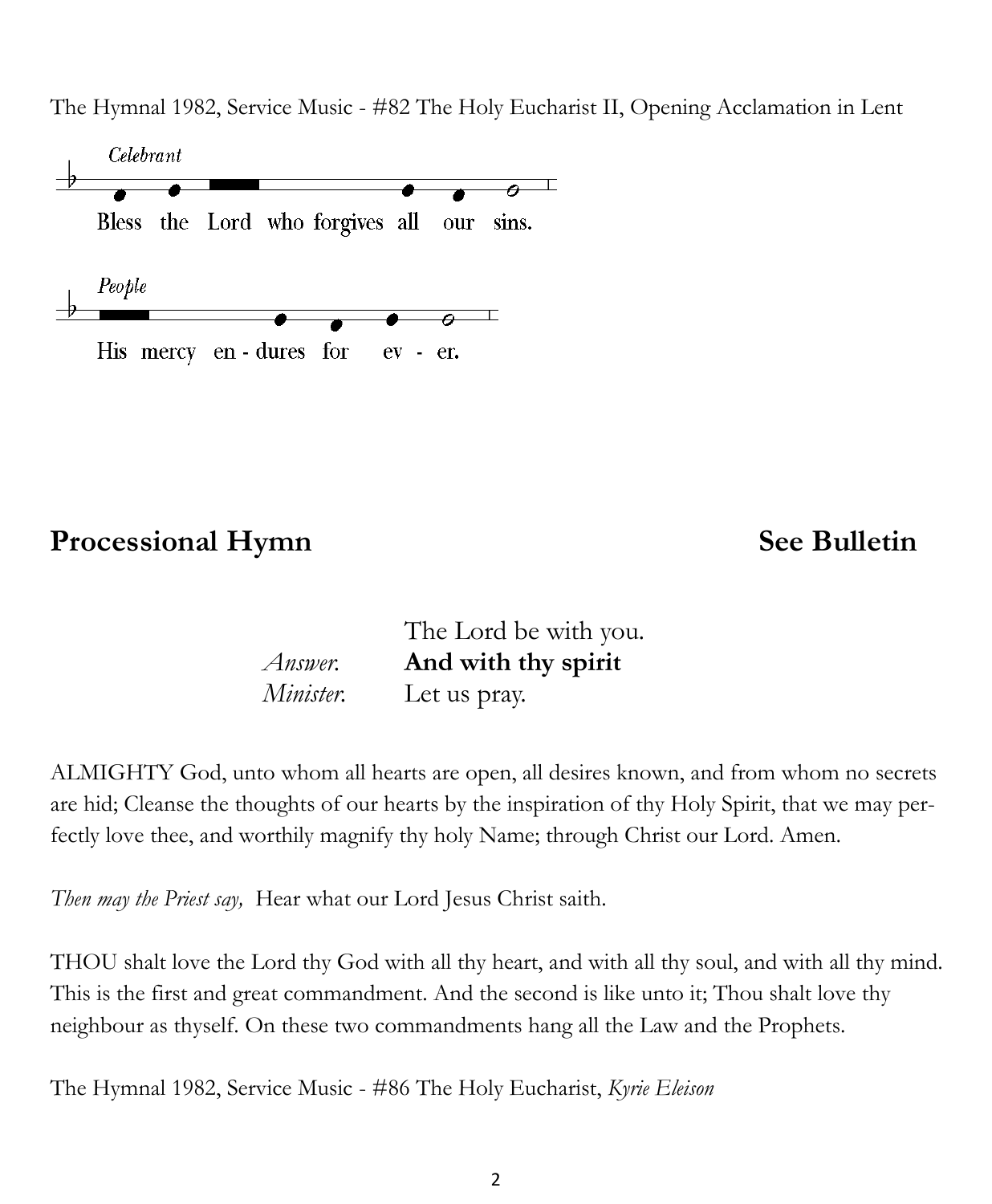The Hymnal 1982, Service Music - #82 The Holy Eucharist II, Opening Acclamation in Lent

*Celebrant*

Bless the Lord who forgives all our sins.

*People*

His mercy en - dures for ev - er.

## Processional Hymn — See Bulletin

The Lord be with you.
*Answer.* **And with thy spirit**
*Minister.* Let us pray.

ALMIGHTY God, unto whom all hearts are open, all desires known, and from whom no secrets are hid; Cleanse the thoughts of our hearts by the inspiration of thy Holy Spirit, that we may perfectly love thee, and worthily magnify thy holy Name; through Christ our Lord. Amen.

*Then may the Priest say,* Hear what our Lord Jesus Christ saith.

THOU shalt love the Lord thy God with all thy heart, and with all thy soul, and with all thy mind. This is the first and great commandment. And the second is like unto it; Thou shalt love thy neighbour as thyself. On these two commandments hang all the Law and the Prophets.

The Hymnal 1982, Service Music - #86 The Holy Eucharist, *Kyrie Eleison*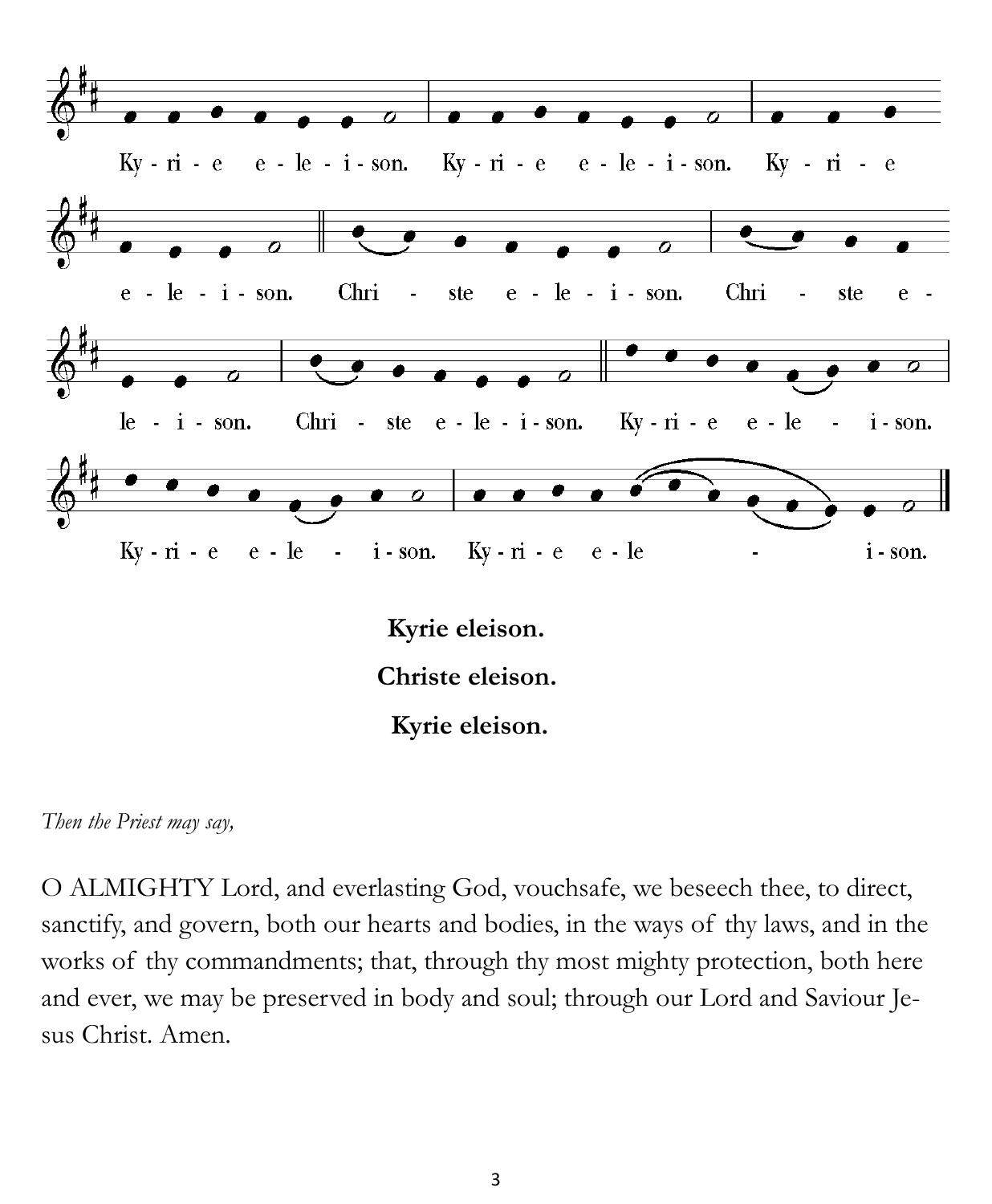**Kyrie eleison.**

**Christe eleison.**

**Kyrie eleison.**

*Then the Priest may say,*

O ALMIGHTY Lord, and everlasting God, vouchsafe, we beseech thee, to direct, sanctify, and govern, both our hearts and bodies, in the ways of thy laws, and in the works of thy commandments; that, through thy most mighty protection, both here and ever, we may be preserved in body and soul; through our Lord and Saviour Jesus Christ. Amen.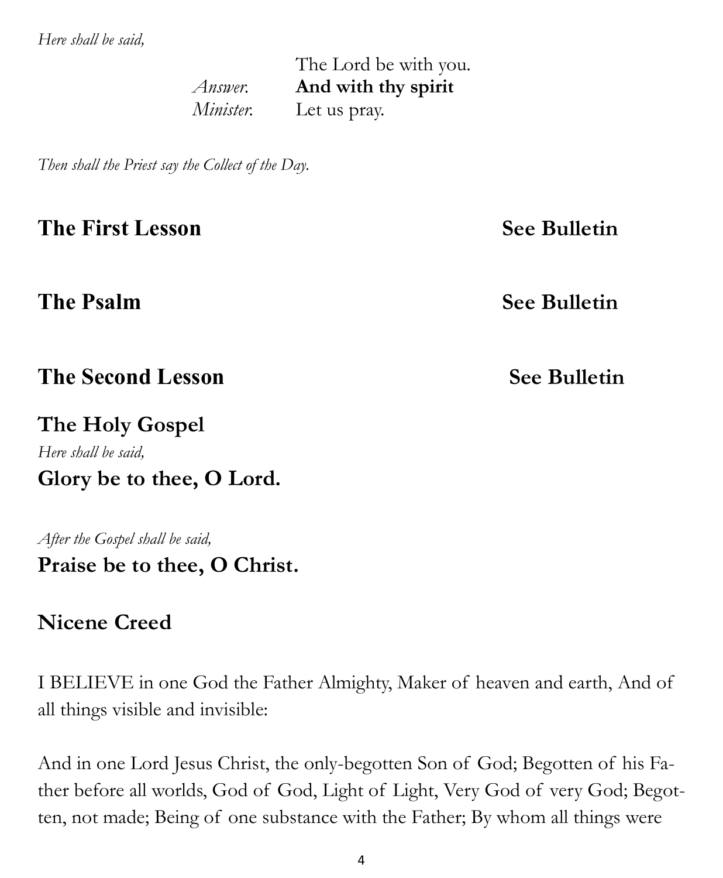*Here shall be said,*

The Lord be with you.
*Answer.* **And with thy spirit**
*Minister.* Let us pray.

*Then shall the Priest say the Collect of the Day.*

## The First Lesson — See Bulletin

## The Psalm — See Bulletin

## The Second Lesson — See Bulletin

## The Holy Gospel

*Here shall be said,*

**Glory be to thee, O Lord.**

*After the Gospel shall be said,*

**Praise be to thee, O Christ.**

## Nicene Creed

I BELIEVE in one God the Father Almighty, Maker of heaven and earth, And of all things visible and invisible:

And in one Lord Jesus Christ, the only-begotten Son of God; Begotten of his Father before all worlds, God of God, Light of Light, Very God of very God; Begotten, not made; Being of one substance with the Father; By whom all things were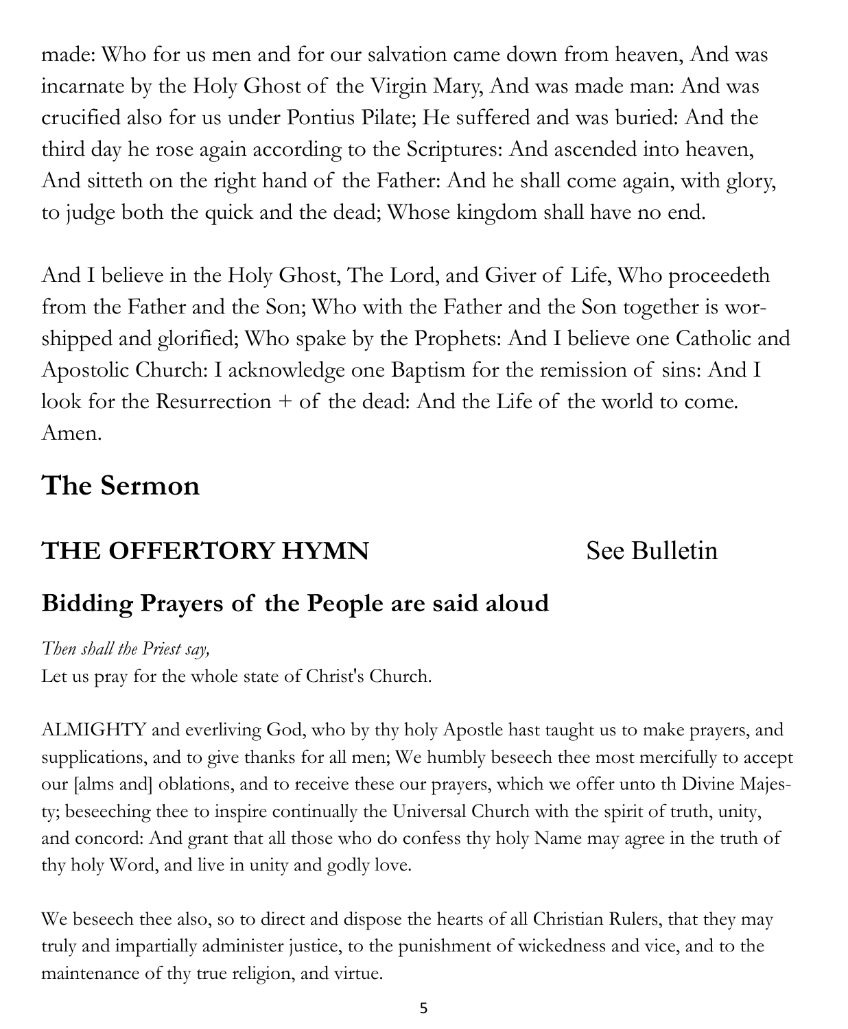made: Who for us men and for our salvation came down from heaven, And was incarnate by the Holy Ghost of the Virgin Mary, And was made man: And was crucified also for us under Pontius Pilate; He suffered and was buried: And the third day he rose again according to the Scriptures: And ascended into heaven, And sitteth on the right hand of the Father: And he shall come again, with glory, to judge both the quick and the dead; Whose kingdom shall have no end.

And I believe in the Holy Ghost, The Lord, and Giver of Life, Who proceedeth from the Father and the Son; Who with the Father and the Son together is worshipped and glorified; Who spake by the Prophets: And I believe one Catholic and Apostolic Church: I acknowledge one Baptism for the remission of sins: And I look for the Resurrection + of the dead: And the Life of the world to come. Amen.

## The Sermon

## THE OFFERTORY HYMN — See Bulletin

## Bidding Prayers of the People are said aloud

*Then shall the Priest say,*

Let us pray for the whole state of Christ's Church.

ALMIGHTY and everliving God, who by thy holy Apostle hast taught us to make prayers, and supplications, and to give thanks for all men; We humbly beseech thee most mercifully to accept our [alms and] oblations, and to receive these our prayers, which we offer unto th Divine Majesty; beseeching thee to inspire continually the Universal Church with the spirit of truth, unity, and concord: And grant that all those who do confess thy holy Name may agree in the truth of thy holy Word, and live in unity and godly love.

We beseech thee also, so to direct and dispose the hearts of all Christian Rulers, that they may truly and impartially administer justice, to the punishment of wickedness and vice, and to the maintenance of thy true religion, and virtue.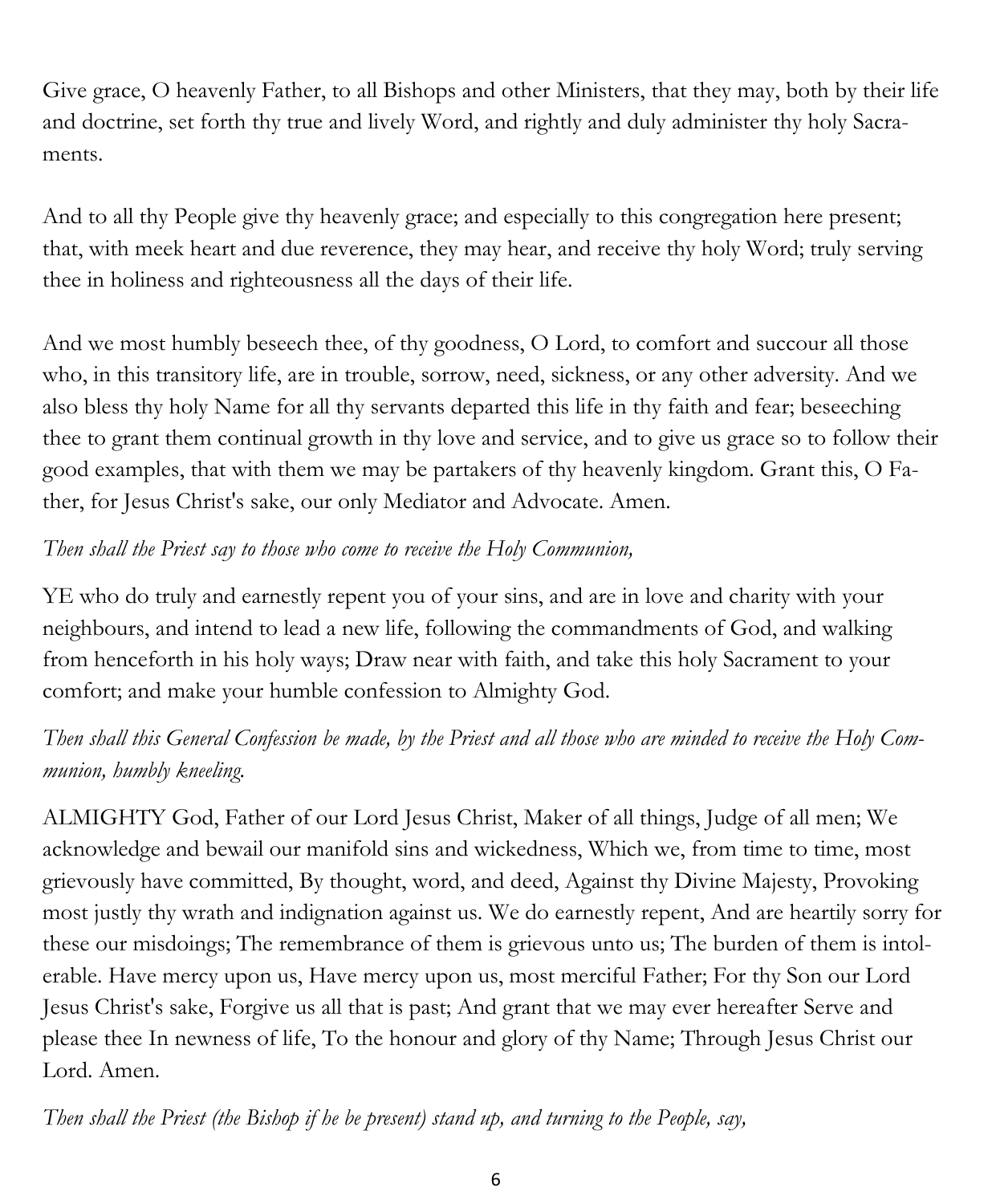Give grace, O heavenly Father, to all Bishops and other Ministers, that they may, both by their life and doctrine, set forth thy true and lively Word, and rightly and duly administer thy holy Sacraments.

And to all thy People give thy heavenly grace; and especially to this congregation here present; that, with meek heart and due reverence, they may hear, and receive thy holy Word; truly serving thee in holiness and righteousness all the days of their life.

And we most humbly beseech thee, of thy goodness, O Lord, to comfort and succour all those who, in this transitory life, are in trouble, sorrow, need, sickness, or any other adversity. And we also bless thy holy Name for all thy servants departed this life in thy faith and fear; beseeching thee to grant them continual growth in thy love and service, and to give us grace so to follow their good examples, that with them we may be partakers of thy heavenly kingdom. Grant this, O Father, for Jesus Christ's sake, our only Mediator and Advocate. Amen.

*Then shall the Priest say to those who come to receive the Holy Communion,*

YE who do truly and earnestly repent you of your sins, and are in love and charity with your neighbours, and intend to lead a new life, following the commandments of God, and walking from henceforth in his holy ways; Draw near with faith, and take this holy Sacrament to your comfort; and make your humble confession to Almighty God.

*Then shall this General Confession be made, by the Priest and all those who are minded to receive the Holy Communion, humbly kneeling.*

ALMIGHTY God, Father of our Lord Jesus Christ, Maker of all things, Judge of all men; We acknowledge and bewail our manifold sins and wickedness, Which we, from time to time, most grievously have committed, By thought, word, and deed, Against thy Divine Majesty, Provoking most justly thy wrath and indignation against us. We do earnestly repent, And are heartily sorry for these our misdoings; The remembrance of them is grievous unto us; The burden of them is intolerable. Have mercy upon us, Have mercy upon us, most merciful Father; For thy Son our Lord Jesus Christ's sake, Forgive us all that is past; And grant that we may ever hereafter Serve and please thee In newness of life, To the honour and glory of thy Name; Through Jesus Christ our Lord. Amen.

*Then shall the Priest (the Bishop if he be present) stand up, and turning to the People, say,*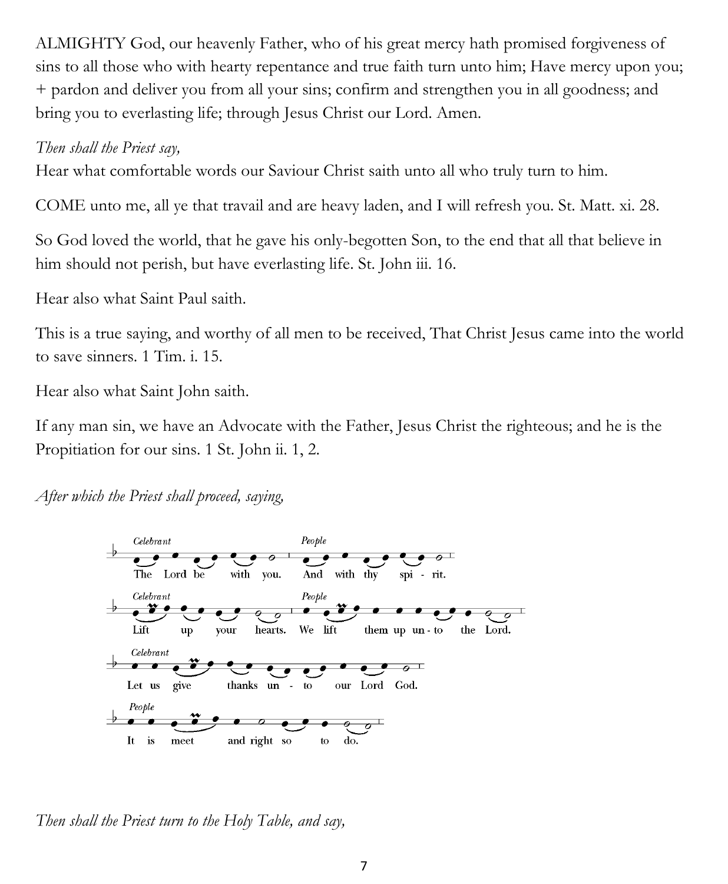ALMIGHTY God, our heavenly Father, who of his great mercy hath promised forgiveness of sins to all those who with hearty repentance and true faith turn unto him; Have mercy upon you; + pardon and deliver you from all your sins; confirm and strengthen you in all goodness; and bring you to everlasting life; through Jesus Christ our Lord. Amen.

*Then shall the Priest say,*

Hear what comfortable words our Saviour Christ saith unto all who truly turn to him.

COME unto me, all ye that travail and are heavy laden, and I will refresh you. St. Matt. xi. 28.

So God loved the world, that he gave his only-begotten Son, to the end that all that believe in him should not perish, but have everlasting life. St. John iii. 16.

Hear also what Saint Paul saith.

This is a true saying, and worthy of all men to be received, That Christ Jesus came into the world to save sinners. 1 Tim. i. 15.

Hear also what Saint John saith.

If any man sin, we have an Advocate with the Father, Jesus Christ the righteous; and he is the Propitiation for our sins. 1 St. John ii. 1, 2.

*After which the Priest shall proceed, saying,*

*Celebrant* The Lord be with you. *People* And with thy spi - rit.

*Celebrant* Lift up your hearts. *People* We lift them up un - to the Lord.

*Celebrant* Let us give thanks un - to our Lord God.

*People* It is meet and right so to do.

*Then shall the Priest turn to the Holy Table, and say,*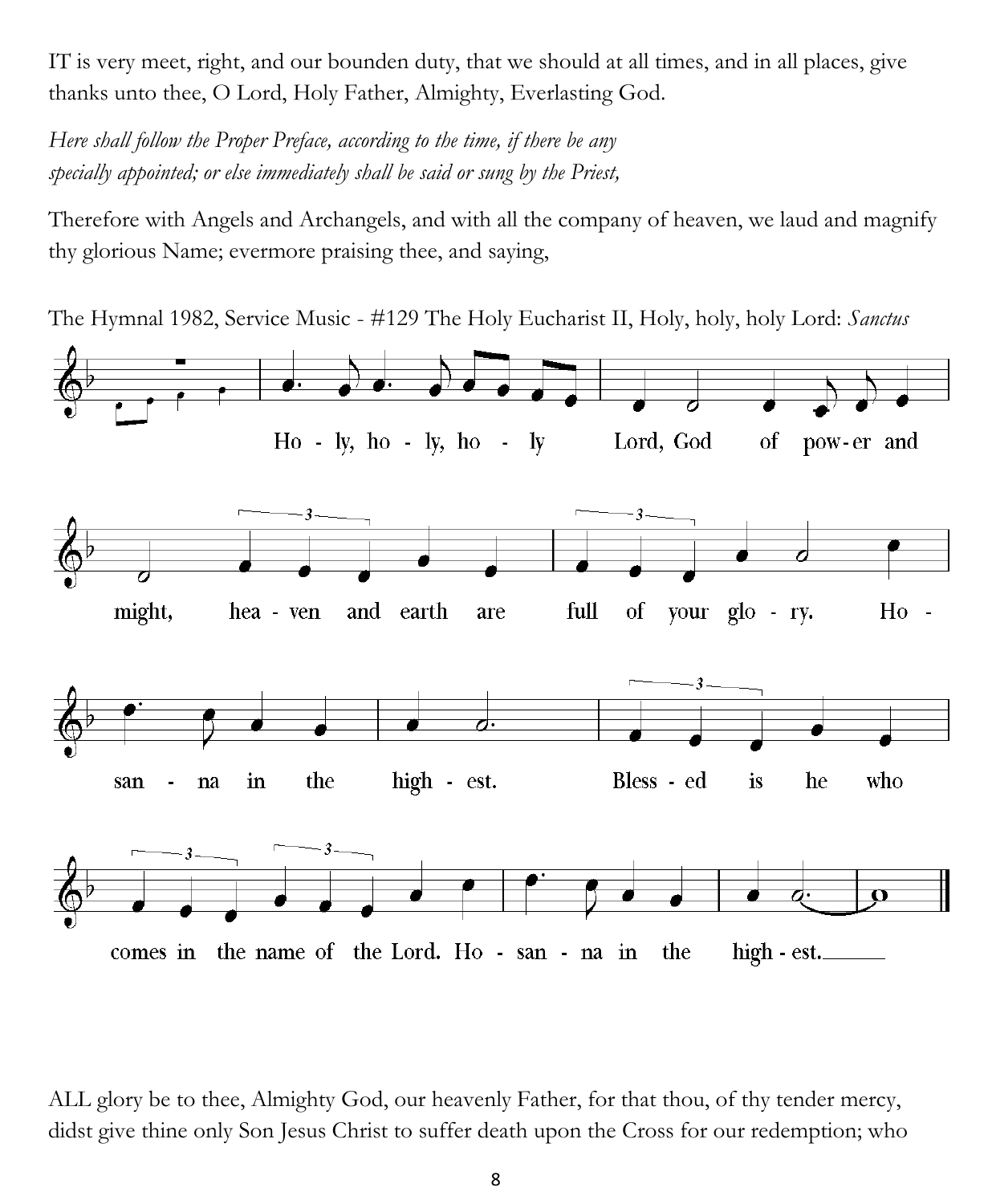IT is very meet, right, and our bounden duty, that we should at all times, and in all places, give thanks unto thee, O Lord, Holy Father, Almighty, Everlasting God.

*Here shall follow the Proper Preface, according to the time, if there be any specially appointed; or else immediately shall be said or sung by the Priest,*

Therefore with Angels and Archangels, and with all the company of heaven, we laud and magnify thy glorious Name; evermore praising thee, and saying,

The Hymnal 1982, Service Music - #129 The Holy Eucharist II, Holy, holy, holy Lord: *Sanctus*

Holy, holy, holy Lord, God of power and might, heaven and earth are full of your glory. Hosanna in the highest. Blessed is he who comes in the name of the Lord. Hosanna in the highest.

ALL glory be to thee, Almighty God, our heavenly Father, for that thou, of thy tender mercy, didst give thine only Son Jesus Christ to suffer death upon the Cross for our redemption; who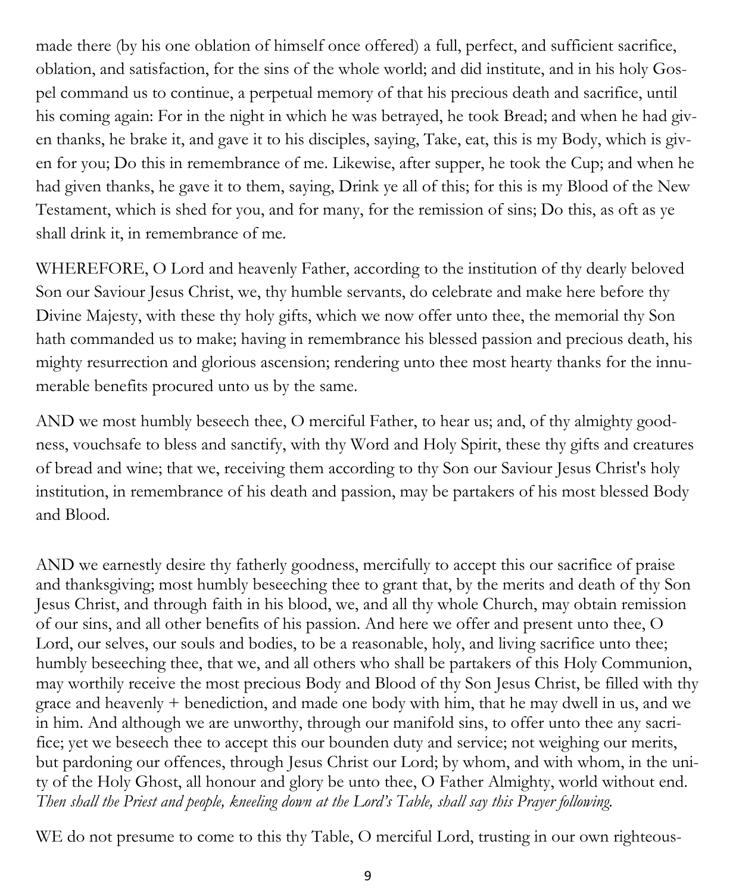made there (by his one oblation of himself once offered) a full, perfect, and sufficient sacrifice, oblation, and satisfaction, for the sins of the whole world; and did institute, and in his holy Gospel command us to continue, a perpetual memory of that his precious death and sacrifice, until his coming again: For in the night in which he was betrayed, he took Bread; and when he had given thanks, he brake it, and gave it to his disciples, saying, Take, eat, this is my Body, which is given for you; Do this in remembrance of me. Likewise, after supper, he took the Cup; and when he had given thanks, he gave it to them, saying, Drink ye all of this; for this is my Blood of the New Testament, which is shed for you, and for many, for the remission of sins; Do this, as oft as ye shall drink it, in remembrance of me.

WHEREFORE, O Lord and heavenly Father, according to the institution of thy dearly beloved Son our Saviour Jesus Christ, we, thy humble servants, do celebrate and make here before thy Divine Majesty, with these thy holy gifts, which we now offer unto thee, the memorial thy Son hath commanded us to make; having in remembrance his blessed passion and precious death, his mighty resurrection and glorious ascension; rendering unto thee most hearty thanks for the innumerable benefits procured unto us by the same.

AND we most humbly beseech thee, O merciful Father, to hear us; and, of thy almighty goodness, vouchsafe to bless and sanctify, with thy Word and Holy Spirit, these thy gifts and creatures of bread and wine; that we, receiving them according to thy Son our Saviour Jesus Christ's holy institution, in remembrance of his death and passion, may be partakers of his most blessed Body and Blood.

AND we earnestly desire thy fatherly goodness, mercifully to accept this our sacrifice of praise and thanksgiving; most humbly beseeching thee to grant that, by the merits and death of thy Son Jesus Christ, and through faith in his blood, we, and all thy whole Church, may obtain remission of our sins, and all other benefits of his passion. And here we offer and present unto thee, O Lord, our selves, our souls and bodies, to be a reasonable, holy, and living sacrifice unto thee; humbly beseeching thee, that we, and all others who shall be partakers of this Holy Communion, may worthily receive the most precious Body and Blood of thy Son Jesus Christ, be filled with thy grace and heavenly + benediction, and made one body with him, that he may dwell in us, and we in him. And although we are unworthy, through our manifold sins, to offer unto thee any sacrifice; yet we beseech thee to accept this our bounden duty and service; not weighing our merits, but pardoning our offences, through Jesus Christ our Lord; by whom, and with whom, in the unity of the Holy Ghost, all honour and glory be unto thee, O Father Almighty, world without end.
*Then shall the Priest and people, kneeling down at the Lord's Table, shall say this Prayer following.*

WE do not presume to come to this thy Table, O merciful Lord, trusting in our own righteous-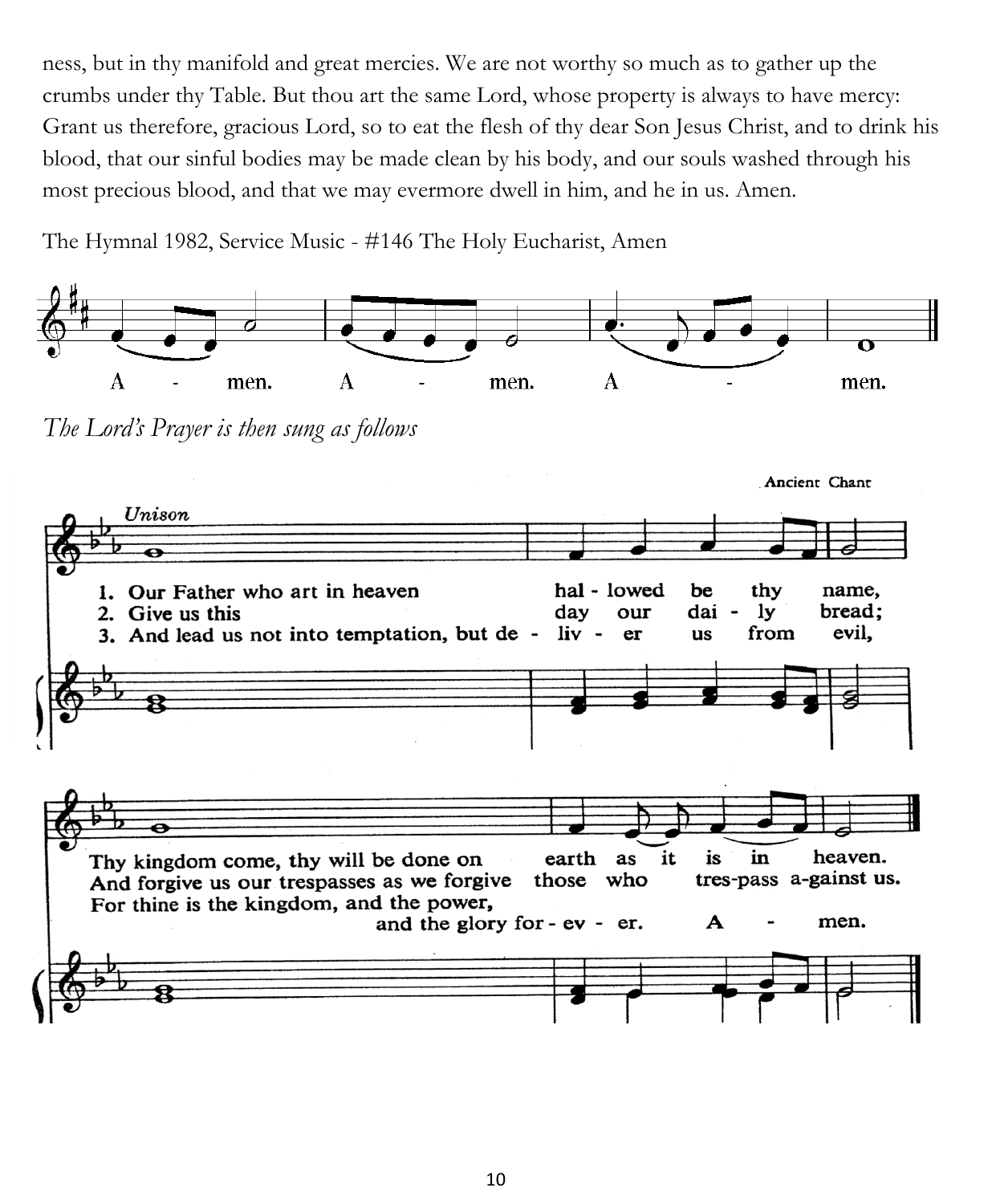ness, but in thy manifold and great mercies. We are not worthy so much as to gather up the crumbs under thy Table. But thou art the same Lord, whose property is always to have mercy: Grant us therefore, gracious Lord, so to eat the flesh of thy dear Son Jesus Christ, and to drink his blood, that our sinful bodies may be made clean by his body, and our souls washed through his most precious blood, and that we may evermore dwell in him, and he in us. Amen.

The Hymnal 1982, Service Music - #146 The Holy Eucharist, Amen

A - men. A - men. A - men.

*The Lord's Prayer is then sung as follows*

Ancient Chant

Unison

1. Our Father who art in heaven hal - lowed be thy name,
2. Give us this day our dai - ly bread;
3. And lead us not into temptation, but de - liv - er us from evil,

Thy kingdom come, thy will be done on earth as it is in heaven.
And forgive us our trespasses as we forgive those who tres-pass a-gainst us.
For thine is the kingdom, and the power,
and the glory for - ev - er. A - men.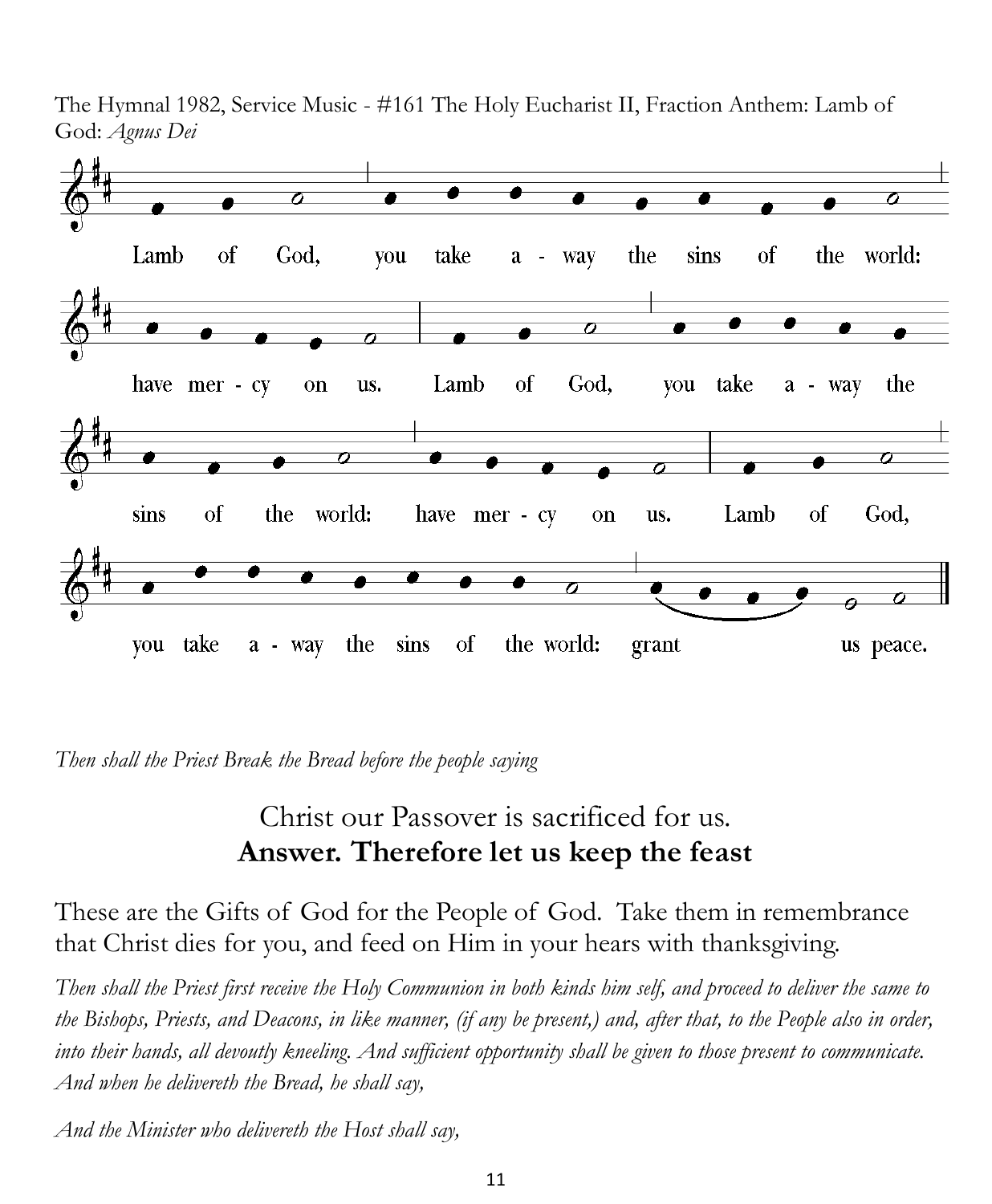The Hymnal 1982, Service Music - #161 The Holy Eucharist II, Fraction Anthem: Lamb of God: *Agnus Dei*

Lamb of God, you take a - way the sins of the world: have mer - cy on us. Lamb of God, you take a - way the sins of the world: have mer - cy on us. Lamb of God, you take a - way the sins of the world: grant us peace.

*Then shall the Priest Break the Bread before the people saying*

Christ our Passover is sacrificed for us.
**Answer. Therefore let us keep the feast**

These are the Gifts of God for the People of God. Take them in remembrance that Christ dies for you, and feed on Him in your hears with thanksgiving.

*Then shall the Priest first receive the Holy Communion in both kinds him self, and proceed to deliver the same to the Bishops, Priests, and Deacons, in like manner, (if any be present,) and, after that, to the People also in order, into their hands, all devoutly kneeling. And sufficient opportunity shall be given to those present to communicate. And when he delivereth the Bread, he shall say,*

*And the Minister who delivereth the Host shall say,*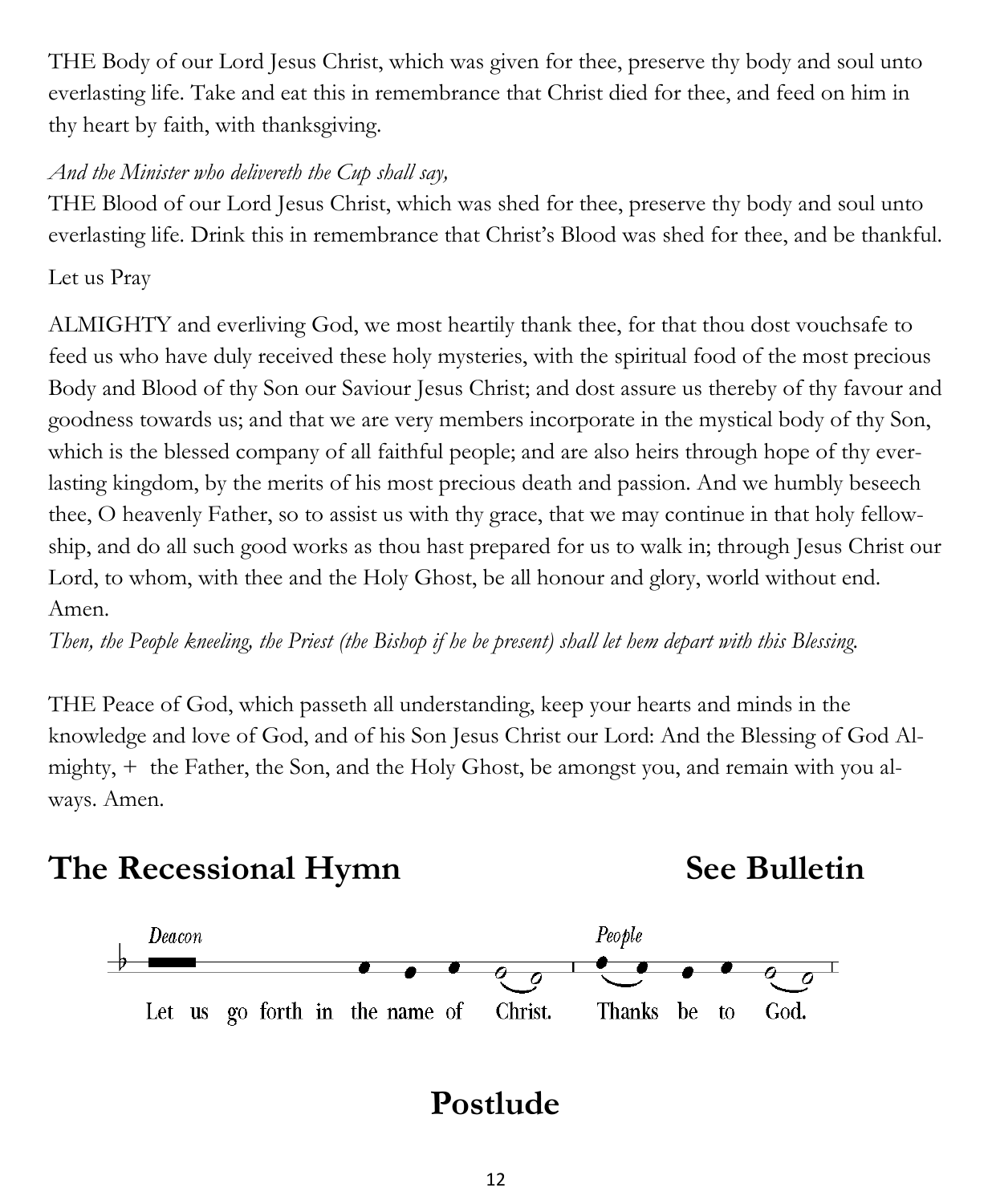THE Body of our Lord Jesus Christ, which was given for thee, preserve thy body and soul unto everlasting life. Take and eat this in remembrance that Christ died for thee, and feed on him in thy heart by faith, with thanksgiving.

*And the Minister who delivereth the Cup shall say,*

THE Blood of our Lord Jesus Christ, which was shed for thee, preserve thy body and soul unto everlasting life. Drink this in remembrance that Christ's Blood was shed for thee, and be thankful.

Let us Pray

ALMIGHTY and everliving God, we most heartily thank thee, for that thou dost vouchsafe to feed us who have duly received these holy mysteries, with the spiritual food of the most precious Body and Blood of thy Son our Saviour Jesus Christ; and dost assure us thereby of thy favour and goodness towards us; and that we are very members incorporate in the mystical body of thy Son, which is the blessed company of all faithful people; and are also heirs through hope of thy everlasting kingdom, by the merits of his most precious death and passion. And we humbly beseech thee, O heavenly Father, so to assist us with thy grace, that we may continue in that holy fellowship, and do all such good works as thou hast prepared for us to walk in; through Jesus Christ our Lord, to whom, with thee and the Holy Ghost, be all honour and glory, world without end. Amen.

*Then, the People kneeling, the Priest (the Bishop if he be present) shall let hem depart with this Blessing.*

THE Peace of God, which passeth all understanding, keep your hearts and minds in the knowledge and love of God, and of his Son Jesus Christ our Lord: And the Blessing of God Almighty, + the Father, the Son, and the Holy Ghost, be amongst you, and remain with you always. Amen.

## The Recessional Hymn — See Bulletin

*Deacon* Let us go forth in the name of Christ. *People* Thanks be to God.

## Postlude